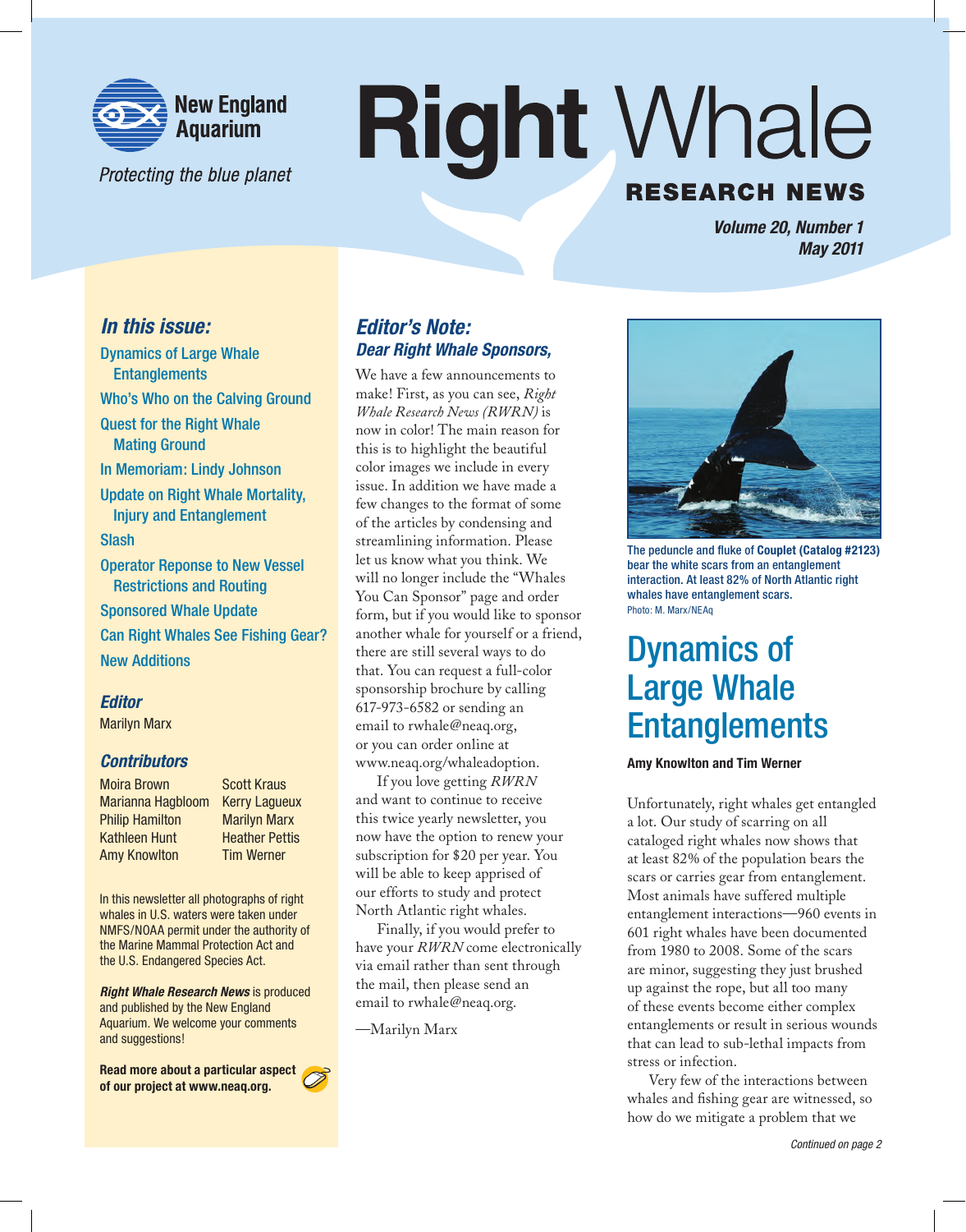# Right Whale RESEARCH NEWS

New England Aquarium

*Protecting the blue planet*

***Volume 20, Number 1***
***May 2011***

## *In this issue:*

- Dynamics of Large Whale Entanglements
- Who's Who on the Calving Ground
- Quest for the Right Whale Mating Ground
- In Memoriam: Lindy Johnson
- Update on Right Whale Mortality, Injury and Entanglement
- Slash
- Operator Reponse to New Vessel Restrictions and Routing
- Sponsored Whale Update
- Can Right Whales See Fishing Gear?
- New Additions

### *Editor*

Marilyn Marx

### *Contributors*

Moira Brown
Marianna Hagbloom
Philip Hamilton
Kathleen Hunt
Amy Knowlton
Scott Kraus
Kerry Lagueux
Marilyn Marx
Heather Pettis
Tim Werner

In this newsletter all photographs of right whales in U.S. waters were taken under NMFS/NOAA permit under the authority of the Marine Mammal Protection Act and the U.S. Endangered Species Act.

***Right Whale Research News*** is produced and published by the New England Aquarium. We welcome your comments and suggestions!

**Read more about a particular aspect of our project at www.neaq.org.**

## *Editor's Note:*

### *Dear Right Whale Sponsors,*

We have a few announcements to make! First, as you can see, *Right Whale Research News (RWRN)* is now in color! The main reason for this is to highlight the beautiful color images we include in every issue. In addition we have made a few changes to the format of some of the articles by condensing and streamlining information. Please let us know what you think. We will no longer include the "Whales You Can Sponsor" page and order form, but if you would like to sponsor another whale for yourself or a friend, there are still several ways to do that. You can request a full-color sponsorship brochure by calling 617-973-6582 or sending an email to rwhale@neaq.org, or you can order online at www.neaq.org/whaleadoption.

If you love getting *RWRN* and want to continue to receive this twice yearly newsletter, you now have the option to renew your subscription for $20 per year. You will be able to keep apprised of our efforts to study and protect North Atlantic right whales.

Finally, if you would prefer to have your *RWRN* come electronically via email rather than sent through the mail, then please send an email to rwhale@neaq.org.

—Marilyn Marx

The peduncle and fluke of **Couplet (Catalog #2123)** bear the white scars from an entanglement interaction. At least 82% of North Atlantic right whales have entanglement scars.
Photo: M. Marx/NEAq

# Dynamics of Large Whale Entanglements

**Amy Knowlton and Tim Werner**

Unfortunately, right whales get entangled a lot. Our study of scarring on all cataloged right whales now shows that at least 82% of the population bears the scars or carries gear from entanglement. Most animals have suffered multiple entanglement interactions—960 events in 601 right whales have been documented from 1980 to 2008. Some of the scars are minor, suggesting they just brushed up against the rope, but all too many of these events become either complex entanglements or result in serious wounds that can lead to sub-lethal impacts from stress or infection.

Very few of the interactions between whales and fishing gear are witnessed, so how do we mitigate a problem that we

*Continued on page 2*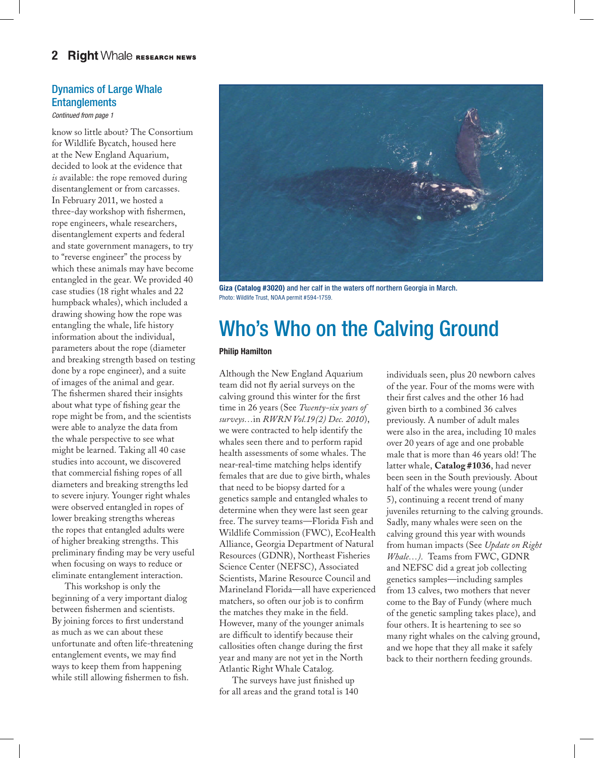## Dynamics of Large Whale Entanglements

*Continued from page 1*

know so little about? The Consortium for Wildlife Bycatch, housed here at the New England Aquarium, decided to look at the evidence that *is* available: the rope removed during disentanglement or from carcasses. In February 2011, we hosted a three-day workshop with fishermen, rope engineers, whale researchers, disentanglement experts and federal and state government managers, to try to "reverse engineer" the process by which these animals may have become entangled in the gear. We provided 40 case studies (18 right whales and 22 humpback whales), which included a drawing showing how the rope was entangling the whale, life history information about the individual, parameters about the rope (diameter and breaking strength based on testing done by a rope engineer), and a suite of images of the animal and gear. The fishermen shared their insights about what type of fishing gear the rope might be from, and the scientists were able to analyze the data from the whale perspective to see what might be learned. Taking all 40 case studies into account, we discovered that commercial fishing ropes of all diameters and breaking strengths led to severe injury. Younger right whales were observed entangled in ropes of lower breaking strengths whereas the ropes that entangled adults were of higher breaking strengths. This preliminary finding may be very useful when focusing on ways to reduce or eliminate entanglement interaction.

This workshop is only the beginning of a very important dialog between fishermen and scientists. By joining forces to first understand as much as we can about these unfortunate and often life-threatening entanglement events, we may find ways to keep them from happening while still allowing fishermen to fish.

**Giza (Catalog #3020) and her calf in the waters off northern Georgia in March.**
Photo: Wildlife Trust, NOAA permit #594-1759.

# Who's Who on the Calving Ground

**Philip Hamilton**

Although the New England Aquarium team did not fly aerial surveys on the calving ground this winter for the first time in 26 years (See *Twenty-six years of surveys…*in *RWRN Vol.19(2) Dec. 2010*), we were contracted to help identify the whales seen there and to perform rapid health assessments of some whales. The near-real-time matching helps identify females that are due to give birth, whales that need to be biopsy darted for a genetics sample and entangled whales to determine when they were last seen gear free. The survey teams—Florida Fish and Wildlife Commission (FWC), EcoHealth Alliance, Georgia Department of Natural Resources (GDNR), Northeast Fisheries Science Center (NEFSC), Associated Scientists, Marine Resource Council and Marineland Florida—all have experienced matchers, so often our job is to confirm the matches they make in the field. However, many of the younger animals are difficult to identify because their callosities often change during the first year and many are not yet in the North Atlantic Right Whale Catalog.

The surveys have just finished up for all areas and the grand total is 140 individuals seen, plus 20 newborn calves of the year. Four of the moms were with their first calves and the other 16 had given birth to a combined 36 calves previously. A number of adult males were also in the area, including 10 males over 20 years of age and one probable male that is more than 46 years old! The latter whale, **Catalog #1036**, had never been seen in the South previously. About half of the whales were young (under 5), continuing a recent trend of many juveniles returning to the calving grounds. Sadly, many whales were seen on the calving ground this year with wounds from human impacts (See *Update on Right Whale…).* Teams from FWC, GDNR and NEFSC did a great job collecting genetics samples—including samples from 13 calves, two mothers that never come to the Bay of Fundy (where much of the genetic sampling takes place), and four others. It is heartening to see so many right whales on the calving ground, and we hope that they all make it safely back to their northern feeding grounds.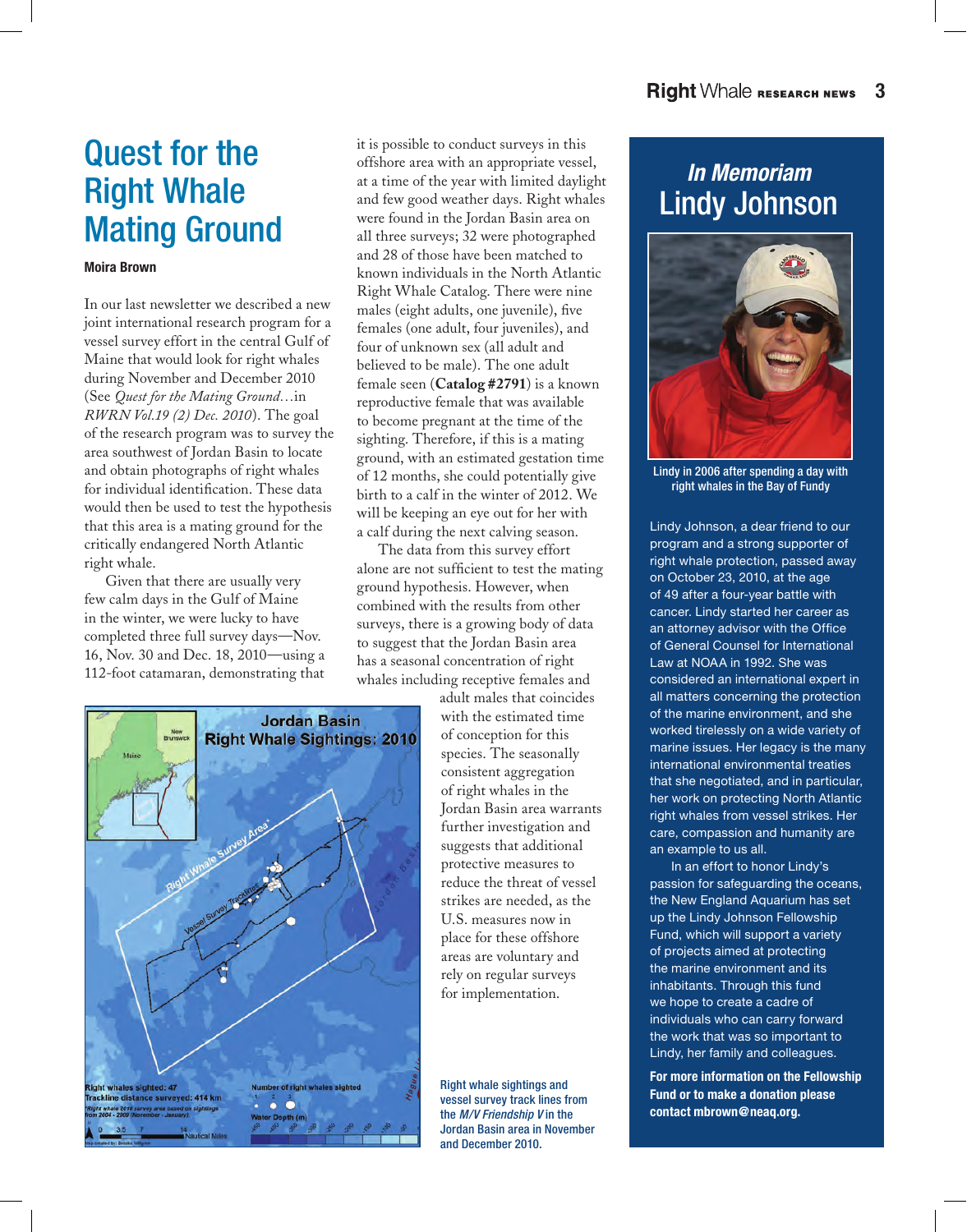# Quest for the Right Whale Mating Ground

**Moira Brown**

In our last newsletter we described a new joint international research program for a vessel survey effort in the central Gulf of Maine that would look for right whales during November and December 2010 (See *Quest for the Mating Ground…*in *RWRN Vol.19 (2) Dec. 2010*). The goal of the research program was to survey the area southwest of Jordan Basin to locate and obtain photographs of right whales for individual identification. These data would then be used to test the hypothesis that this area is a mating ground for the critically endangered North Atlantic right whale.

Given that there are usually very few calm days in the Gulf of Maine in the winter, we were lucky to have completed three full survey days—Nov. 16, Nov. 30 and Dec. 18, 2010—using a 112-foot catamaran, demonstrating that it is possible to conduct surveys in this offshore area with an appropriate vessel, at a time of the year with limited daylight and few good weather days. Right whales were found in the Jordan Basin area on all three surveys; 32 were photographed and 28 of those have been matched to known individuals in the North Atlantic Right Whale Catalog. There were nine males (eight adults, one juvenile), five females (one adult, four juveniles), and four of unknown sex (all adult and believed to be male). The one adult female seen (**Catalog #2791**) is a known reproductive female that was available to become pregnant at the time of the sighting. Therefore, if this is a mating ground, with an estimated gestation time of 12 months, she could potentially give birth to a calf in the winter of 2012. We will be keeping an eye out for her with a calf during the next calving season.

The data from this survey effort alone are not sufficient to test the mating ground hypothesis. However, when combined with the results from other surveys, there is a growing body of data to suggest that the Jordan Basin area has a seasonal concentration of right whales including receptive females and adult males that coincides with the estimated time of conception for this species. The seasonally consistent aggregation of right whales in the Jordan Basin area warrants further investigation and suggests that additional protective measures to reduce the threat of vessel strikes are needed, as the U.S. measures now in place for these offshore areas are voluntary and rely on regular surveys for implementation.

Right whale sightings and vessel survey track lines from the *M/V Friendship V* in the Jordan Basin area in November and December 2010.

## *In Memoriam* Lindy Johnson

Lindy in 2006 after spending a day with right whales in the Bay of Fundy

Lindy Johnson, a dear friend to our program and a strong supporter of right whale protection, passed away on October 23, 2010, at the age of 49 after a four-year battle with cancer. Lindy started her career as an attorney advisor with the Office of General Counsel for International Law at NOAA in 1992. She was considered an international expert in all matters concerning the protection of the marine environment, and she worked tirelessly on a wide variety of marine issues. Her legacy is the many international environmental treaties that she negotiated, and in particular, her work on protecting North Atlantic right whales from vessel strikes. Her care, compassion and humanity are an example to us all.

In an effort to honor Lindy's passion for safeguarding the oceans, the New England Aquarium has set up the Lindy Johnson Fellowship Fund, which will support a variety of projects aimed at protecting the marine environment and its inhabitants. Through this fund we hope to create a cadre of individuals who can carry forward the work that was so important to Lindy, her family and colleagues.

**For more information on the Fellowship Fund or to make a donation please contact mbrown@neaq.org.**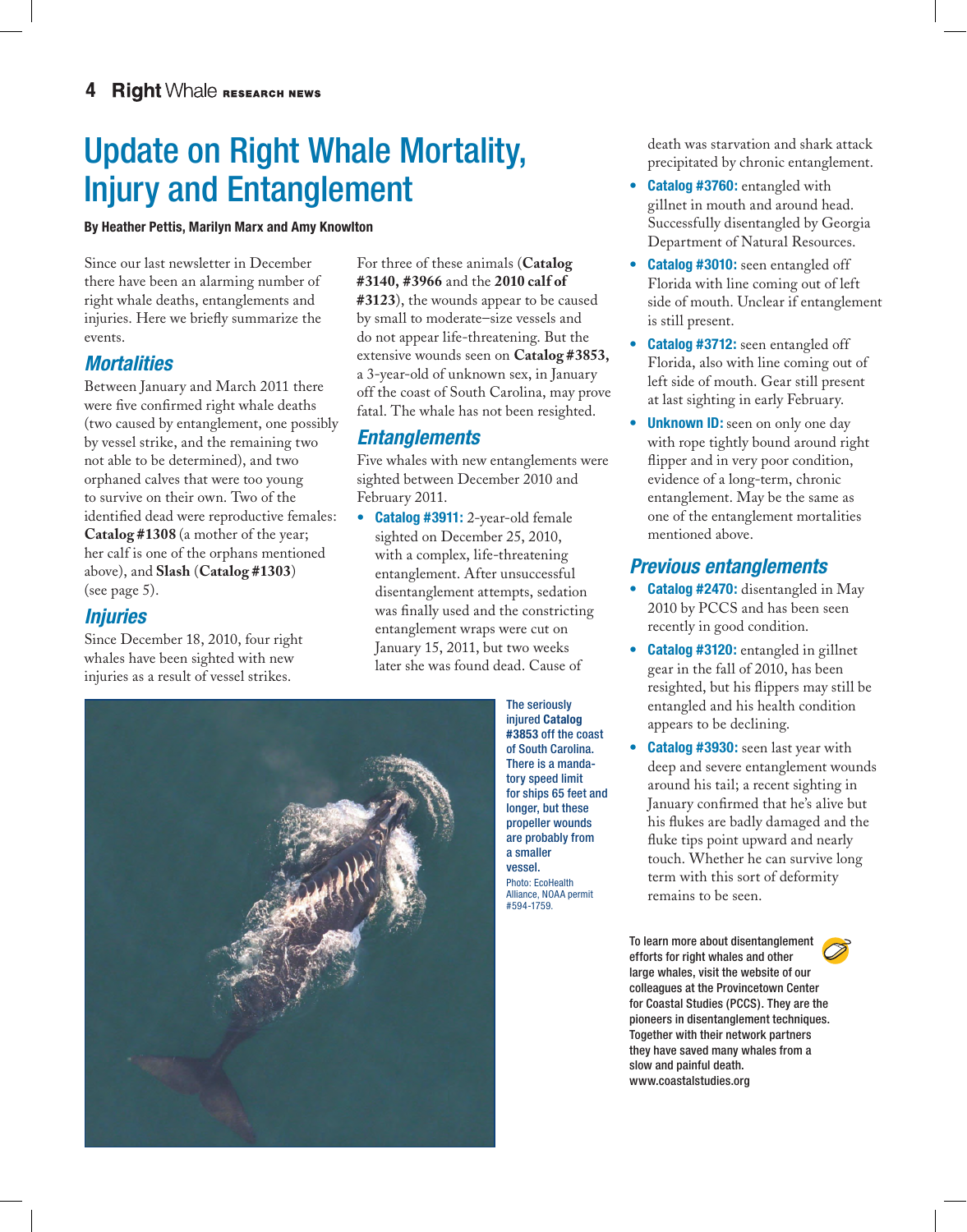// Update on Right Whale Mortality, Injury and Entanglement

# Update on Right Whale Mortality, Injury and Entanglement

**By Heather Pettis, Marilyn Marx and Amy Knowlton**

Since our last newsletter in December there have been an alarming number of right whale deaths, entanglements and injuries. Here we briefly summarize the events.

## *Mortalities*

Between January and March 2011 there were five confirmed right whale deaths (two caused by entanglement, one possibly by vessel strike, and the remaining two not able to be determined), and two orphaned calves that were too young to survive on their own. Two of the identified dead were reproductive females: **Catalog #1308** (a mother of the year; her calf is one of the orphans mentioned above), and **Slash** (**Catalog #1303**) (see page 5).

## *Injuries*

Since December 18, 2010, four right whales have been sighted with new injuries as a result of vessel strikes. For three of these animals (**Catalog #3140, #3966** and the **2010 calf of #3123**), the wounds appear to be caused by small to moderate–size vessels and do not appear life-threatening. But the extensive wounds seen on **Catalog #3853,** a 3-year-old of unknown sex, in January off the coast of South Carolina, may prove fatal. The whale has not been resighted.

## *Entanglements*

Five whales with new entanglements were sighted between December 2010 and February 2011.

- **Catalog #3911:** 2-year-old female sighted on December 25, 2010, with a complex, life-threatening entanglement. After unsuccessful disentanglement attempts, sedation was finally used and the constricting entanglement wraps were cut on January 15, 2011, but two weeks later she was found dead. Cause of death was starvation and shark attack precipitated by chronic entanglement.
- **Catalog #3760:** entangled with gillnet in mouth and around head. Successfully disentangled by Georgia Department of Natural Resources.
- **Catalog #3010:** seen entangled off Florida with line coming out of left side of mouth. Unclear if entanglement is still present.
- **Catalog #3712:** seen entangled off Florida, also with line coming out of left side of mouth. Gear still present at last sighting in early February.
- **Unknown ID:** seen on only one day with rope tightly bound around right flipper and in very poor condition, evidence of a long-term, chronic entanglement. May be the same as one of the entanglement mortalities mentioned above.

## *Previous entanglements*

- **Catalog #2470:** disentangled in May 2010 by PCCS and has been seen recently in good condition.
- **Catalog #3120:** entangled in gillnet gear in the fall of 2010, has been resighted, but his flippers may still be entangled and his health condition appears to be declining.
- **Catalog #3930:** seen last year with deep and severe entanglement wounds around his tail; a recent sighting in January confirmed that he's alive but his flukes are badly damaged and the fluke tips point upward and nearly touch. Whether he can survive long term with this sort of deformity remains to be seen.

The seriously injured **Catalog #3853** off the coast of South Carolina. There is a mandatory speed limit for ships 65 feet and longer, but these propeller wounds are probably from a smaller vessel. Photo: EcoHealth Alliance, NOAA permit #594-1759.

To learn more about disentanglement efforts for right whales and other large whales, visit the website of our colleagues at the Provincetown Center for Coastal Studies (PCCS). They are the pioneers in disentanglement techniques. Together with their network partners they have saved many whales from a slow and painful death. www.coastalstudies.org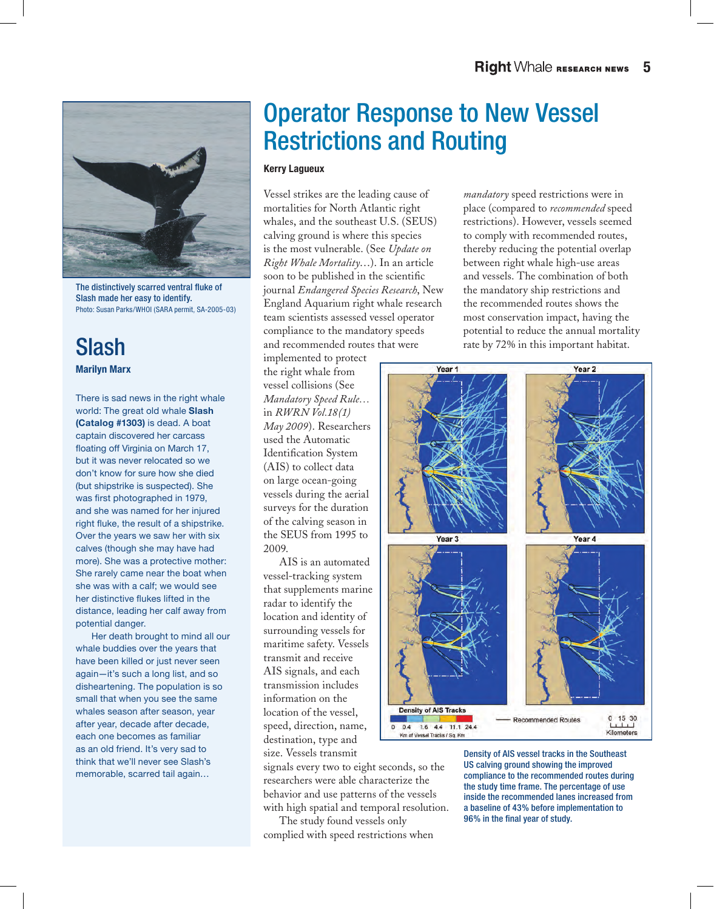# Operator Response to New Vessel Restrictions and Routing

**Kerry Lagueux**

Vessel strikes are the leading cause of mortalities for North Atlantic right whales, and the southeast U.S. (SEUS) calving ground is where this species is the most vulnerable. (See *Update on Right Whale Mortality…*). In an article soon to be published in the scientific journal *Endangered Species Research*, New England Aquarium right whale research team scientists assessed vessel operator compliance to the mandatory speeds and recommended routes that were implemented to protect the right whale from vessel collisions (See *Mandatory Speed Rule…* in *RWRN Vol.18(1) May 2009*). Researchers used the Automatic Identification System (AIS) to collect data on large ocean-going vessels during the aerial surveys for the duration of the calving season in the SEUS from 1995 to 2009.

AIS is an automated vessel-tracking system that supplements marine radar to identify the location and identity of surrounding vessels for maritime safety. Vessels transmit and receive AIS signals, and each transmission includes information on the location of the vessel, speed, direction, name, destination, type and size. Vessels transmit signals every two to eight seconds, so the researchers were able characterize the behavior and use patterns of the vessels with high spatial and temporal resolution.

The study found vessels only complied with speed restrictions when *mandatory* speed restrictions were in place (compared to *recommended* speed restrictions). However, vessels seemed to comply with recommended routes, thereby reducing the potential overlap between right whale high-use areas and vessels. The combination of both the mandatory ship restrictions and the recommended routes shows the most conservation impact, having the potential to reduce the annual mortality rate by 72% in this important habitat.

Density of AIS vessel tracks in the Southeast US calving ground showing the improved compliance to the recommended routes during the study time frame. The percentage of use inside the recommended lanes increased from a baseline of 43% before implementation to 96% in the final year of study.

---

The distinctively scarred ventral fluke of Slash made her easy to identify.
Photo: Susan Parks/WHOI (SARA permit, SA-2005-03)

## Slash

**Marilyn Marx**

There is sad news in the right whale world: The great old whale **Slash (Catalog #1303)** is dead. A boat captain discovered her carcass floating off Virginia on March 17, but it was never relocated so we don't know for sure how she died (but shipstrike is suspected). She was first photographed in 1979, and she was named for her injured right fluke, the result of a shipstrike. Over the years we saw her with six calves (though she may have had more). She was a protective mother: She rarely came near the boat when she was with a calf; we would see her distinctive flukes lifted in the distance, leading her calf away from potential danger.

Her death brought to mind all our whale buddies over the years that have been killed or just never seen again—it's such a long list, and so disheartening. The population is so small that when you see the same whales season after season, year after year, decade after decade, each one becomes as familiar as an old friend. It's very sad to think that we'll never see Slash's memorable, scarred tail again…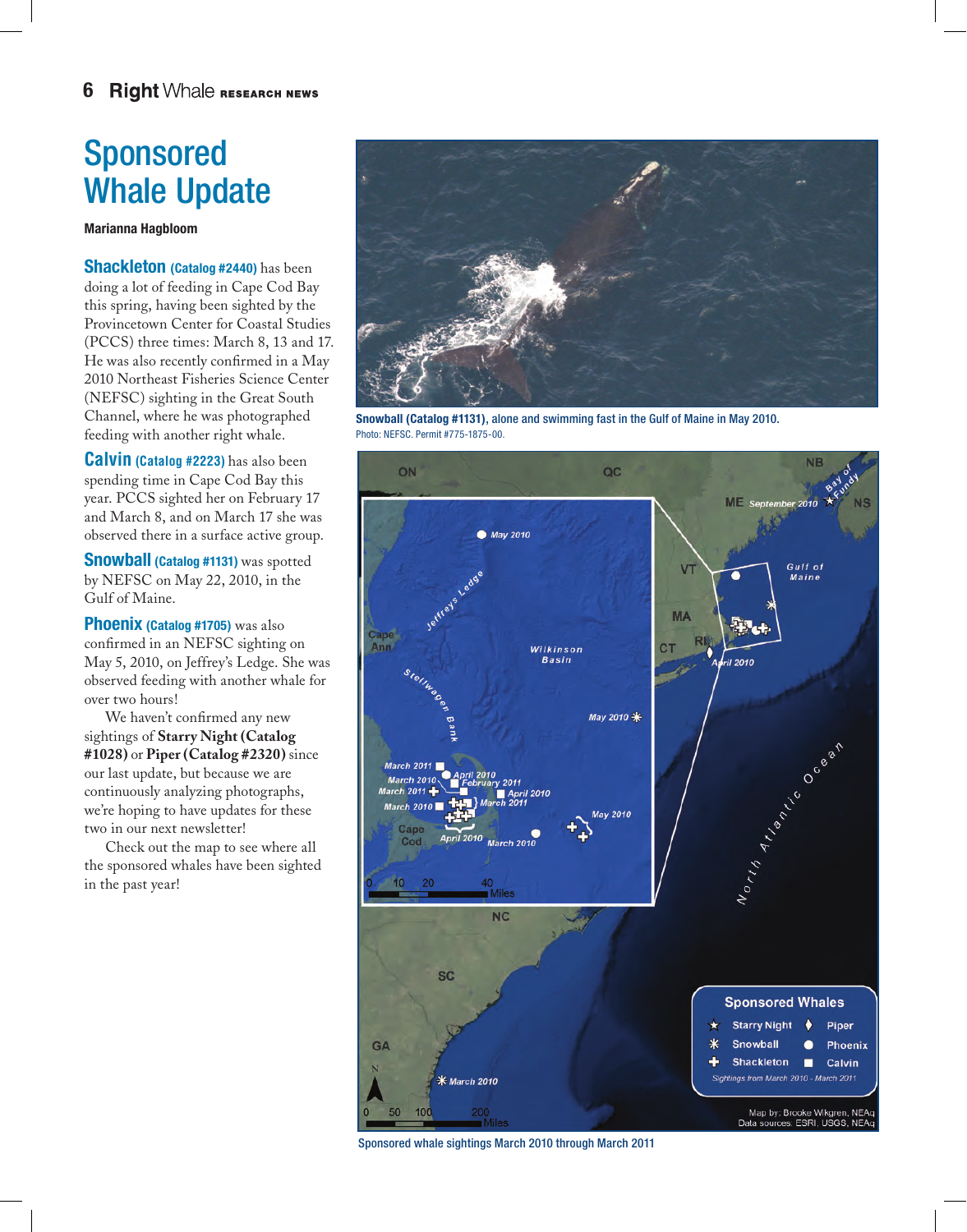# Sponsored Whale Update

**Marianna Hagbloom**

**Shackleton (Catalog #2440)** has been doing a lot of feeding in Cape Cod Bay this spring, having been sighted by the Provincetown Center for Coastal Studies (PCCS) three times: March 8, 13 and 17. He was also recently confirmed in a May 2010 Northeast Fisheries Science Center (NEFSC) sighting in the Great South Channel, where he was photographed feeding with another right whale.

**Calvin (Catalog #2223)** has also been spending time in Cape Cod Bay this year. PCCS sighted her on February 17 and March 8, and on March 17 she was observed there in a surface active group.

**Snowball (Catalog #1131)** was spotted by NEFSC on May 22, 2010, in the Gulf of Maine.

**Phoenix (Catalog #1705)** was also confirmed in an NEFSC sighting on May 5, 2010, on Jeffrey's Ledge. She was observed feeding with another whale for over two hours!

We haven't confirmed any new sightings of **Starry Night (Catalog #1028)** or **Piper (Catalog #2320)** since our last update, but because we are continuously analyzing photographs, we're hoping to have updates for these two in our next newsletter!

Check out the map to see where all the sponsored whales have been sighted in the past year!

Snowball (Catalog #1131), alone and swimming fast in the Gulf of Maine in May 2010.
Photo: NEFSC. Permit #775-1875-00.

Sponsored whale sightings March 2010 through March 2011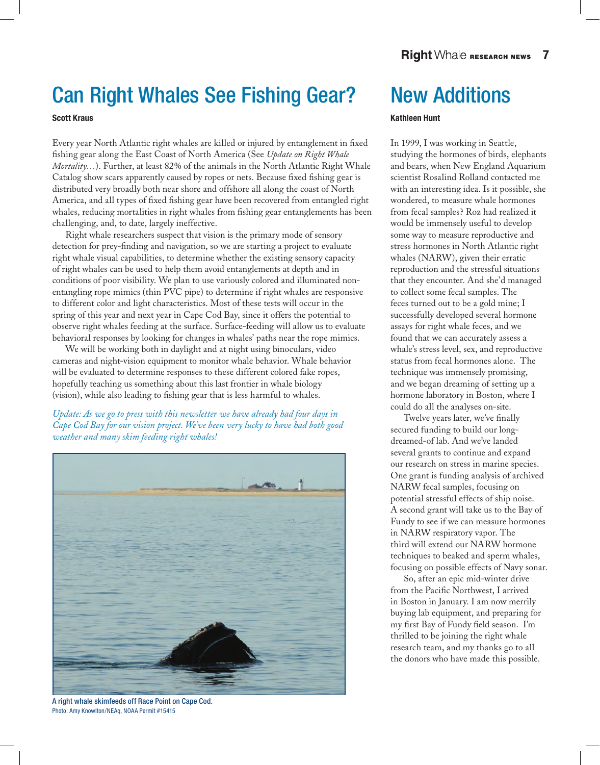# Can Right Whales See Fishing Gear?

**Scott Kraus**

Every year North Atlantic right whales are killed or injured by entanglement in fixed fishing gear along the East Coast of North America (See *Update on Right Whale Mortality…*). Further, at least 82% of the animals in the North Atlantic Right Whale Catalog show scars apparently caused by ropes or nets. Because fixed fishing gear is distributed very broadly both near shore and offshore all along the coast of North America, and all types of fixed fishing gear have been recovered from entangled right whales, reducing mortalities in right whales from fishing gear entanglements has been challenging, and, to date, largely ineffective.

Right whale researchers suspect that vision is the primary mode of sensory detection for prey-finding and navigation, so we are starting a project to evaluate right whale visual capabilities, to determine whether the existing sensory capacity of right whales can be used to help them avoid entanglements at depth and in conditions of poor visibility. We plan to use variously colored and illuminated non-entangling rope mimics (thin PVC pipe) to determine if right whales are responsive to different color and light characteristics. Most of these tests will occur in the spring of this year and next year in Cape Cod Bay, since it offers the potential to observe right whales feeding at the surface. Surface-feeding will allow us to evaluate behavioral responses by looking for changes in whales' paths near the rope mimics.

We will be working both in daylight and at night using binoculars, video cameras and night-vision equipment to monitor whale behavior. Whale behavior will be evaluated to determine responses to these different colored fake ropes, hopefully teaching us something about this last frontier in whale biology (vision), while also leading to fishing gear that is less harmful to whales.

*Update: As we go to press with this newsletter we have already had four days in Cape Cod Bay for our vision project. We've been very lucky to have had both good weather and many skim feeding right whales!*

A right whale skimfeeds off Race Point on Cape Cod.
Photo: Amy Knowlton/NEAq, NOAA Permit #15415

# New Additions

**Kathleen Hunt**

In 1999, I was working in Seattle, studying the hormones of birds, elephants and bears, when New England Aquarium scientist Rosalind Rolland contacted me with an interesting idea. Is it possible, she wondered, to measure whale hormones from fecal samples? Roz had realized it would be immensely useful to develop some way to measure reproductive and stress hormones in North Atlantic right whales (NARW), given their erratic reproduction and the stressful situations that they encounter. And she'd managed to collect some fecal samples. The feces turned out to be a gold mine; I successfully developed several hormone assays for right whale feces, and we found that we can accurately assess a whale's stress level, sex, and reproductive status from fecal hormones alone. The technique was immensely promising, and we began dreaming of setting up a hormone laboratory in Boston, where I could do all the analyses on-site.

Twelve years later, we've finally secured funding to build our long-dreamed-of lab. And we've landed several grants to continue and expand our research on stress in marine species. One grant is funding analysis of archived NARW fecal samples, focusing on potential stressful effects of ship noise. A second grant will take us to the Bay of Fundy to see if we can measure hormones in NARW respiratory vapor. The third will extend our NARW hormone techniques to beaked and sperm whales, focusing on possible effects of Navy sonar.

So, after an epic mid-winter drive from the Pacific Northwest, I arrived in Boston in January. I am now merrily buying lab equipment, and preparing for my first Bay of Fundy field season. I'm thrilled to be joining the right whale research team, and my thanks go to all the donors who have made this possible.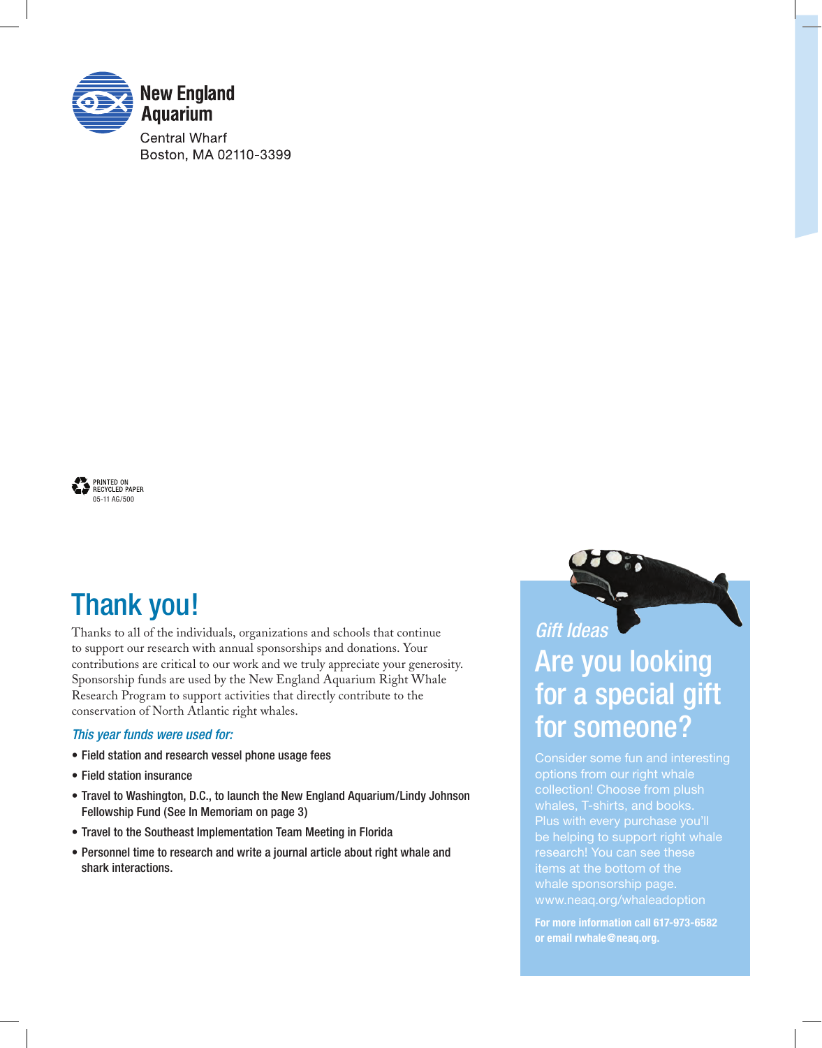New England Aquarium
Central Wharf
Boston, MA 02110-3399

PRINTED ON RECYCLED PAPER
05-11 AG/500

# Thank you!

Thanks to all of the individuals, organizations and schools that continue to support our research with annual sponsorships and donations. Your contributions are critical to our work and we truly appreciate your generosity. Sponsorship funds are used by the New England Aquarium Right Whale Research Program to support activities that directly contribute to the conservation of North Atlantic right whales.

*This year funds were used for:*

- Field station and research vessel phone usage fees
- Field station insurance
- Travel to Washington, D.C., to launch the New England Aquarium/Lindy Johnson Fellowship Fund (See In Memoriam on page 3)
- Travel to the Southeast Implementation Team Meeting in Florida
- Personnel time to research and write a journal article about right whale and shark interactions.

*Gift Ideas*

## Are you looking for a special gift for someone?

Consider some fun and interesting options from our right whale collection! Choose from plush whales, T-shirts, and books. Plus with every purchase you'll be helping to support right whale research! You can see these items at the bottom of the whale sponsorship page. www.neaq.org/whaleadoption

**For more information call 617-973-6582 or email rwhale@neaq.org.**